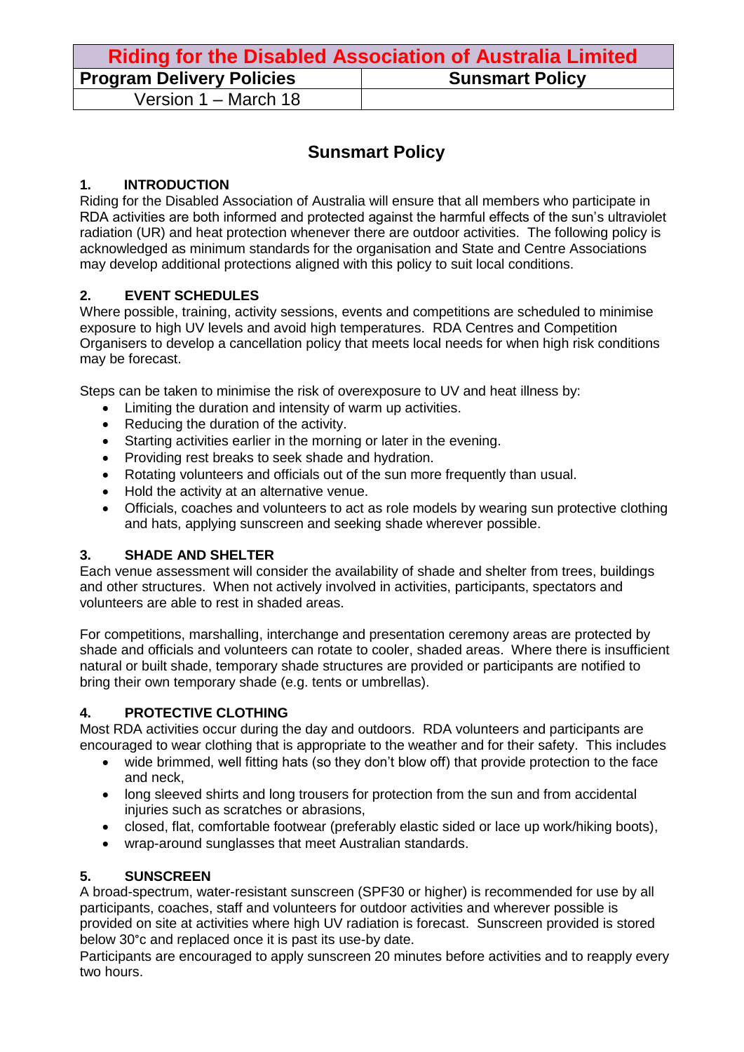| Riding for the Disabled Association of Australia Limited | |
|---|---|
| **Program Delivery Policies** | **Sunsmart Policy** |
| Version 1 – March 18 | |

# Sunsmart Policy

## 1. INTRODUCTION

Riding for the Disabled Association of Australia will ensure that all members who participate in RDA activities are both informed and protected against the harmful effects of the sun's ultraviolet radiation (UR) and heat protection whenever there are outdoor activities. The following policy is acknowledged as minimum standards for the organisation and State and Centre Associations may develop additional protections aligned with this policy to suit local conditions.

## 2. EVENT SCHEDULES

Where possible, training, activity sessions, events and competitions are scheduled to minimise exposure to high UV levels and avoid high temperatures. RDA Centres and Competition Organisers to develop a cancellation policy that meets local needs for when high risk conditions may be forecast.

Steps can be taken to minimise the risk of overexposure to UV and heat illness by:

- Limiting the duration and intensity of warm up activities.
- Reducing the duration of the activity.
- Starting activities earlier in the morning or later in the evening.
- Providing rest breaks to seek shade and hydration.
- Rotating volunteers and officials out of the sun more frequently than usual.
- Hold the activity at an alternative venue.
- Officials, coaches and volunteers to act as role models by wearing sun protective clothing and hats, applying sunscreen and seeking shade wherever possible.

## 3. SHADE AND SHELTER

Each venue assessment will consider the availability of shade and shelter from trees, buildings and other structures. When not actively involved in activities, participants, spectators and volunteers are able to rest in shaded areas.

For competitions, marshalling, interchange and presentation ceremony areas are protected by shade and officials and volunteers can rotate to cooler, shaded areas. Where there is insufficient natural or built shade, temporary shade structures are provided or participants are notified to bring their own temporary shade (e.g. tents or umbrellas).

## 4. PROTECTIVE CLOTHING

Most RDA activities occur during the day and outdoors. RDA volunteers and participants are encouraged to wear clothing that is appropriate to the weather and for their safety. This includes

- wide brimmed, well fitting hats (so they don't blow off) that provide protection to the face and neck,
- long sleeved shirts and long trousers for protection from the sun and from accidental injuries such as scratches or abrasions,
- closed, flat, comfortable footwear (preferably elastic sided or lace up work/hiking boots),
- wrap-around sunglasses that meet Australian standards.

## 5. SUNSCREEN

A broad-spectrum, water-resistant sunscreen (SPF30 or higher) is recommended for use by all participants, coaches, staff and volunteers for outdoor activities and wherever possible is provided on site at activities where high UV radiation is forecast. Sunscreen provided is stored below 30°c and replaced once it is past its use-by date.

Participants are encouraged to apply sunscreen 20 minutes before activities and to reapply every two hours.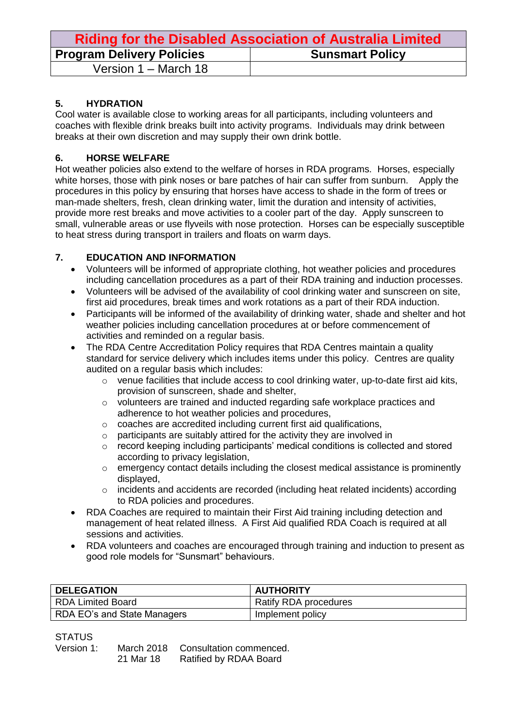## 5. HYDRATION

Cool water is available close to working areas for all participants, including volunteers and coaches with flexible drink breaks built into activity programs. Individuals may drink between breaks at their own discretion and may supply their own drink bottle.

## 6. HORSE WELFARE

Hot weather policies also extend to the welfare of horses in RDA programs. Horses, especially white horses, those with pink noses or bare patches of hair can suffer from sunburn. Apply the procedures in this policy by ensuring that horses have access to shade in the form of trees or man-made shelters, fresh, clean drinking water, limit the duration and intensity of activities, provide more rest breaks and move activities to a cooler part of the day. Apply sunscreen to small, vulnerable areas or use flyveils with nose protection. Horses can be especially susceptible to heat stress during transport in trailers and floats on warm days.

## 7. EDUCATION AND INFORMATION

- Volunteers will be informed of appropriate clothing, hot weather policies and procedures including cancellation procedures as a part of their RDA training and induction processes.
- Volunteers will be advised of the availability of cool drinking water and sunscreen on site, first aid procedures, break times and work rotations as a part of their RDA induction.
- Participants will be informed of the availability of drinking water, shade and shelter and hot weather policies including cancellation procedures at or before commencement of activities and reminded on a regular basis.
- The RDA Centre Accreditation Policy requires that RDA Centres maintain a quality standard for service delivery which includes items under this policy. Centres are quality audited on a regular basis which includes:
    - venue facilities that include access to cool drinking water, up-to-date first aid kits, provision of sunscreen, shade and shelter,
    - volunteers are trained and inducted regarding safe workplace practices and adherence to hot weather policies and procedures,
    - coaches are accredited including current first aid qualifications,
    - participants are suitably attired for the activity they are involved in
    - record keeping including participants' medical conditions is collected and stored according to privacy legislation,
    - emergency contact details including the closest medical assistance is prominently displayed,
    - incidents and accidents are recorded (including heat related incidents) according to RDA policies and procedures.
- RDA Coaches are required to maintain their First Aid training including detection and management of heat related illness. A First Aid qualified RDA Coach is required at all sessions and activities.
- RDA volunteers and coaches are encouraged through training and induction to present as good role models for "Sunsmart" behaviours.

| DELEGATION | AUTHORITY |
|---|---|
| RDA Limited Board | Ratify RDA procedures |
| RDA EO's and State Managers | Implement policy |

STATUS

| | | |
|---|---|---|
| Version 1: | March 2018 | Consultation commenced. |
| | 21 Mar 18 | Ratified by RDAA Board |